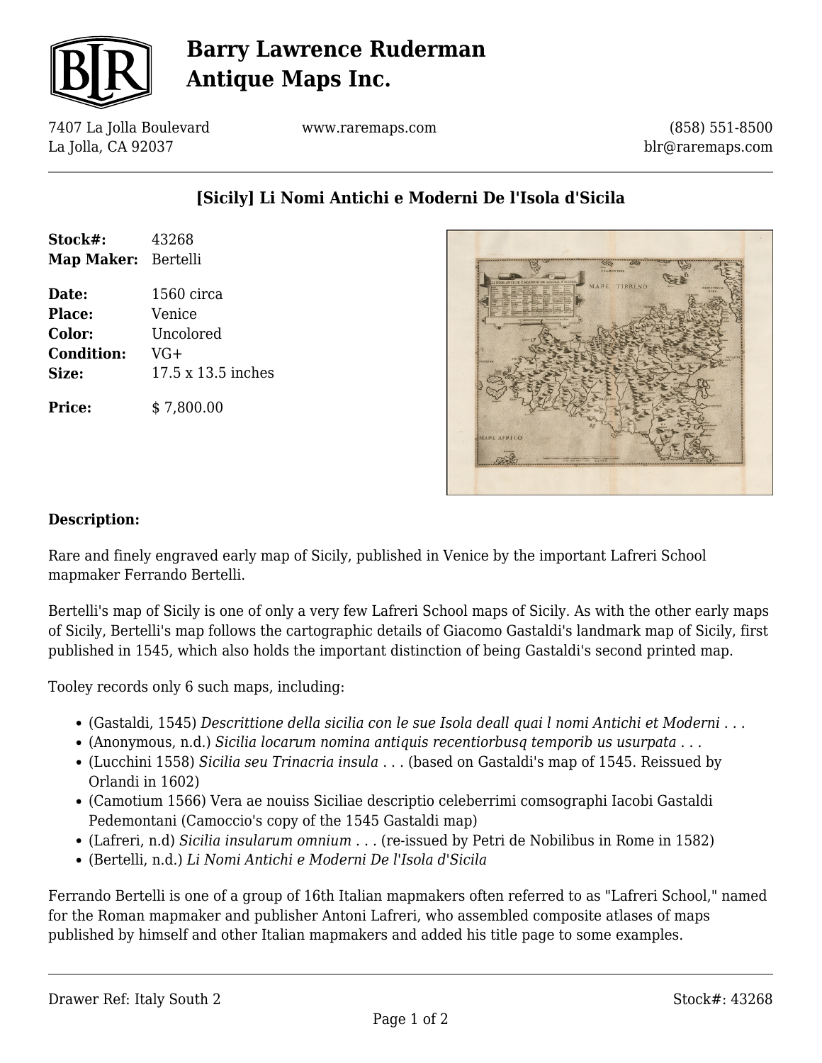# Barry Lawrence Ruderman Antique Maps Inc.

7407 La Jolla Boulevard
La Jolla, CA 92037

www.raremaps.com

(858) 551-8500
blr@raremaps.com

## [Sicily] Li Nomi Antichi e Moderni De l'Isola d'Sicila

**Stock#:** 43268
**Map Maker:** Bertelli

**Date:** 1560 circa
**Place:** Venice
**Color:** Uncolored
**Condition:** VG+
**Size:** 17.5 x 13.5 inches

**Price:** $ 7,800.00

### Description:

Rare and finely engraved early map of Sicily, published in Venice by the important Lafreri School mapmaker Ferrando Bertelli.

Bertelli's map of Sicily is one of only a very few Lafreri School maps of Sicily. As with the other early maps of Sicily, Bertelli's map follows the cartographic details of Giacomo Gastaldi's landmark map of Sicily, first published in 1545, which also holds the important distinction of being Gastaldi's second printed map.

Tooley records only 6 such maps, including:

- (Gastaldi, 1545) *Descrittione della sicilia con le sue Isola deall quai l nomi Antichi et Moderni . . .*
- (Anonymous, n.d.) *Sicilia locarum nomina antiquis recentiorbusq temporib us usurpata . . .*
- (Lucchini 1558) *Sicilia seu Trinacria insula . . .* (based on Gastaldi's map of 1545. Reissued by Orlandi in 1602)
- (Camotium 1566) Vera ae nouiss Siciliae descriptio celeberrimi comsographi Iacobi Gastaldi Pedemontani (Camoccio's copy of the 1545 Gastaldi map)
- (Lafreri, n.d) *Sicilia insularum omnium . . .* (re-issued by Petri de Nobilibus in Rome in 1582)
- (Bertelli, n.d.) *Li Nomi Antichi e Moderni De l'Isola d'Sicila*

Ferrando Bertelli is one of a group of 16th Italian mapmakers often referred to as "Lafreri School," named for the Roman mapmaker and publisher Antoni Lafreri, who assembled composite atlases of maps published by himself and other Italian mapmakers and added his title page to some examples.

Drawer Ref: Italy South 2

Stock#: 43268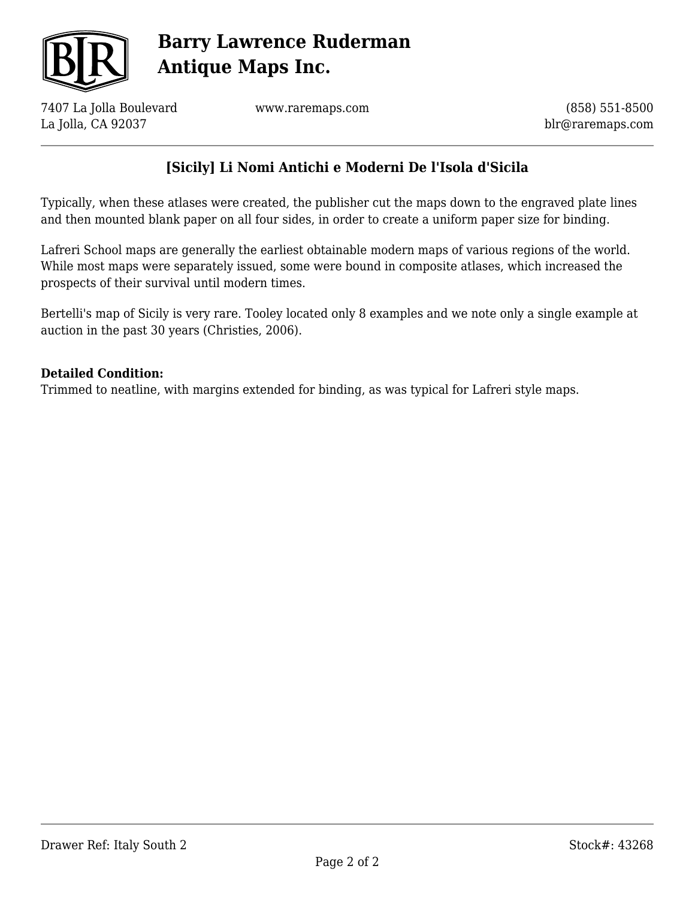## [Sicily] Li Nomi Antichi e Moderni De l'Isola d'Sicila

Typically, when these atlases were created, the publisher cut the maps down to the engraved plate lines and then mounted blank paper on all four sides, in order to create a uniform paper size for binding.

Lafreri School maps are generally the earliest obtainable modern maps of various regions of the world. While most maps were separately issued, some were bound in composite atlases, which increased the prospects of their survival until modern times.

Bertelli's map of Sicily is very rare. Tooley located only 8 examples and we note only a single example at auction in the past 30 years (Christies, 2006).

**Detailed Condition:**
Trimmed to neatline, with margins extended for binding, as was typical for Lafreri style maps.